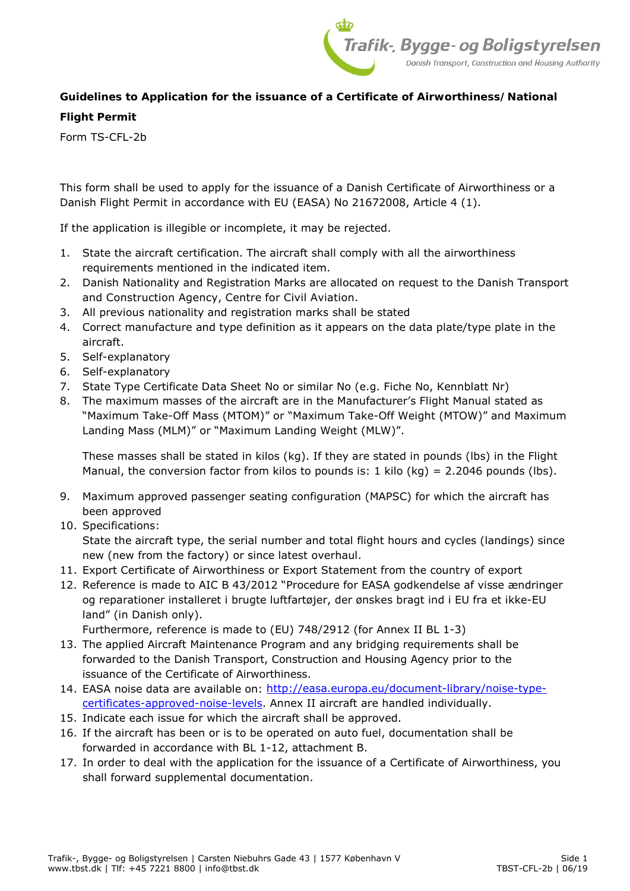**Guidelines to Application for the issuance of a Certificate of Airworthiness/ National Flight Permit**

Form TS-CFL-2b

This form shall be used to apply for the issuance of a Danish Certificate of Airworthiness or a Danish Flight Permit in accordance with EU (EASA) No 21672008, Article 4 (1).

If the application is illegible or incomplete, it may be rejected.

1. State the aircraft certification. The aircraft shall comply with all the airworthiness requirements mentioned in the indicated item.
2. Danish Nationality and Registration Marks are allocated on request to the Danish Transport and Construction Agency, Centre for Civil Aviation.
3. All previous nationality and registration marks shall be stated
4. Correct manufacture and type definition as it appears on the data plate/type plate in the aircraft.
5. Self-explanatory
6. Self-explanatory
7. State Type Certificate Data Sheet No or similar No (e.g. Fiche No, Kennblatt Nr)
8. The maximum masses of the aircraft are in the Manufacturer's Flight Manual stated as "Maximum Take-Off Mass (MTOM)" or "Maximum Take-Off Weight (MTOW)" and Maximum Landing Mass (MLM)" or "Maximum Landing Weight (MLW)".

   These masses shall be stated in kilos (kg). If they are stated in pounds (lbs) in the Flight Manual, the conversion factor from kilos to pounds is: 1 kilo (kg) = 2.2046 pounds (lbs).

9. Maximum approved passenger seating configuration (MAPSC) for which the aircraft has been approved
10. Specifications:
    State the aircraft type, the serial number and total flight hours and cycles (landings) since new (new from the factory) or since latest overhaul.
11. Export Certificate of Airworthiness or Export Statement from the country of export
12. Reference is made to AIC B 43/2012 "Procedure for EASA godkendelse af visse ændringer og reparationer installeret i brugte luftfartøjer, der ønskes bragt ind i EU fra et ikke-EU land" (in Danish only).
    Furthermore, reference is made to (EU) 748/2912 (for Annex II BL 1-3)
13. The applied Aircraft Maintenance Program and any bridging requirements shall be forwarded to the Danish Transport, Construction and Housing Agency prior to the issuance of the Certificate of Airworthiness.
14. EASA noise data are available on: [http://easa.europa.eu/document-library/noise-type-certificates-approved-noise-levels](http://easa.europa.eu/document-library/noise-type-certificates-approved-noise-levels). Annex II aircraft are handled individually.
15. Indicate each issue for which the aircraft shall be approved.
16. If the aircraft has been or is to be operated on auto fuel, documentation shall be forwarded in accordance with BL 1-12, attachment B.
17. In order to deal with the application for the issuance of a Certificate of Airworthiness, you shall forward supplemental documentation.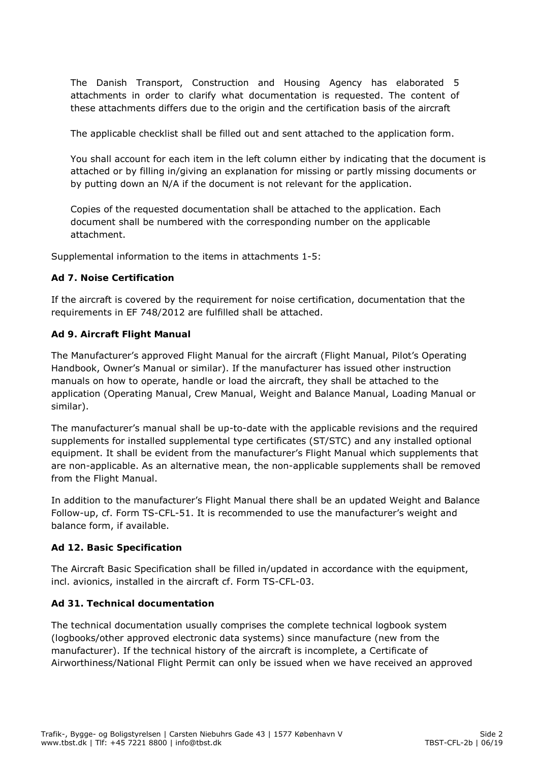The Danish Transport, Construction and Housing Agency has elaborated 5 attachments in order to clarify what documentation is requested. The content of these attachments differs due to the origin and the certification basis of the aircraft

The applicable checklist shall be filled out and sent attached to the application form.

You shall account for each item in the left column either by indicating that the document is attached or by filling in/giving an explanation for missing or partly missing documents or by putting down an N/A if the document is not relevant for the application.

Copies of the requested documentation shall be attached to the application. Each document shall be numbered with the corresponding number on the applicable attachment.

Supplemental information to the items in attachments 1-5:

**Ad 7. Noise Certification**

If the aircraft is covered by the requirement for noise certification, documentation that the requirements in EF 748/2012 are fulfilled shall be attached.

**Ad 9. Aircraft Flight Manual**

The Manufacturer's approved Flight Manual for the aircraft (Flight Manual, Pilot's Operating Handbook, Owner's Manual or similar). If the manufacturer has issued other instruction manuals on how to operate, handle or load the aircraft, they shall be attached to the application (Operating Manual, Crew Manual, Weight and Balance Manual, Loading Manual or similar).

The manufacturer's manual shall be up-to-date with the applicable revisions and the required supplements for installed supplemental type certificates (ST/STC) and any installed optional equipment. It shall be evident from the manufacturer's Flight Manual which supplements that are non-applicable. As an alternative mean, the non-applicable supplements shall be removed from the Flight Manual.

In addition to the manufacturer's Flight Manual there shall be an updated Weight and Balance Follow-up, cf. Form TS-CFL-51. It is recommended to use the manufacturer's weight and balance form, if available.

**Ad 12. Basic Specification**

The Aircraft Basic Specification shall be filled in/updated in accordance with the equipment, incl. avionics, installed in the aircraft cf. Form TS-CFL-03.

**Ad 31. Technical documentation**

The technical documentation usually comprises the complete technical logbook system (logbooks/other approved electronic data systems) since manufacture (new from the manufacturer). If the technical history of the aircraft is incomplete, a Certificate of Airworthiness/National Flight Permit can only be issued when we have received an approved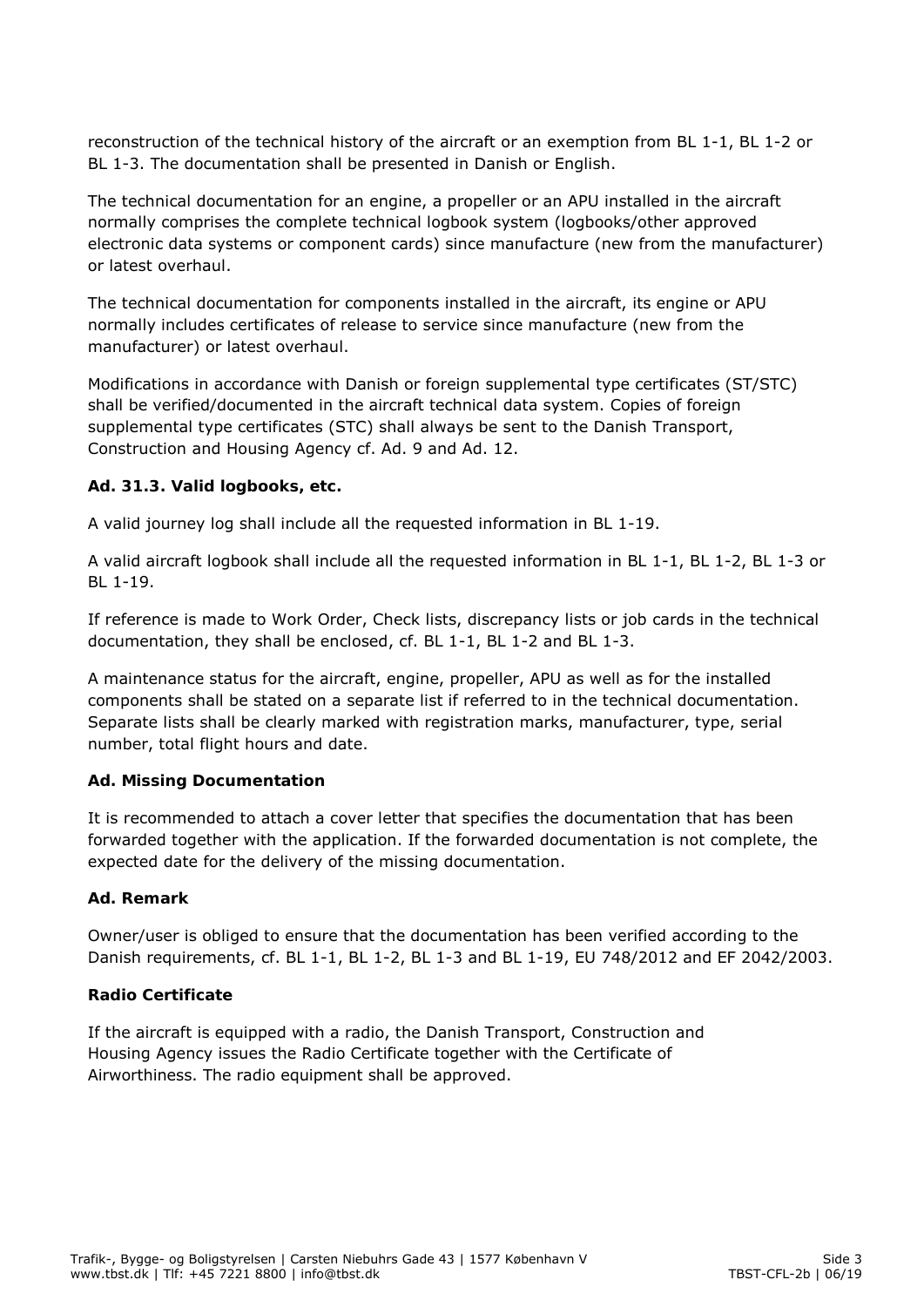reconstruction of the technical history of the aircraft or an exemption from BL 1-1, BL 1-2 or BL 1-3. The documentation shall be presented in Danish or English.

The technical documentation for an engine, a propeller or an APU installed in the aircraft normally comprises the complete technical logbook system (logbooks/other approved electronic data systems or component cards) since manufacture (new from the manufacturer) or latest overhaul.

The technical documentation for components installed in the aircraft, its engine or APU normally includes certificates of release to service since manufacture (new from the manufacturer) or latest overhaul.

Modifications in accordance with Danish or foreign supplemental type certificates (ST/STC) shall be verified/documented in the aircraft technical data system. Copies of foreign supplemental type certificates (STC) shall always be sent to the Danish Transport, Construction and Housing Agency cf. Ad. 9 and Ad. 12.

**Ad. 31.3. Valid logbooks, etc.**

A valid journey log shall include all the requested information in BL 1-19.

A valid aircraft logbook shall include all the requested information in BL 1-1, BL 1-2, BL 1-3 or BL 1-19.

If reference is made to Work Order, Check lists, discrepancy lists or job cards in the technical documentation, they shall be enclosed, cf. BL 1-1, BL 1-2 and BL 1-3.

A maintenance status for the aircraft, engine, propeller, APU as well as for the installed components shall be stated on a separate list if referred to in the technical documentation. Separate lists shall be clearly marked with registration marks, manufacturer, type, serial number, total flight hours and date.

**Ad. Missing Documentation**

It is recommended to attach a cover letter that specifies the documentation that has been forwarded together with the application. If the forwarded documentation is not complete, the expected date for the delivery of the missing documentation.

**Ad. Remark**

Owner/user is obliged to ensure that the documentation has been verified according to the Danish requirements, cf. BL 1-1, BL 1-2, BL 1-3 and BL 1-19, EU 748/2012 and EF 2042/2003.

**Radio Certificate**

If the aircraft is equipped with a radio, the Danish Transport, Construction and Housing Agency issues the Radio Certificate together with the Certificate of Airworthiness. The radio equipment shall be approved.